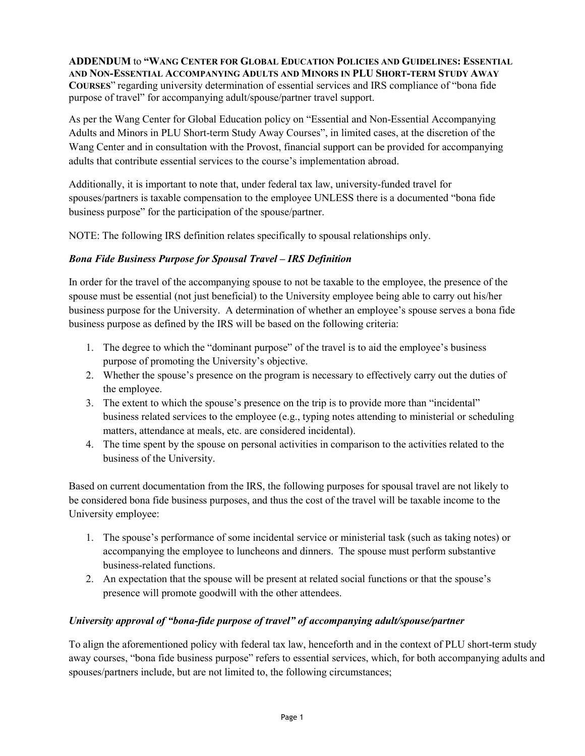**ADDENDUM** to **"WANG CENTER FOR GLOBAL EDUCATION POLICIES AND GUIDELINES: ESSENTIAL AND NON-ESSENTIAL ACCOMPANYING ADULTS AND MINORS IN PLU SHORT-TERM STUDY AWAY COURSES"** regarding university determination of essential services and IRS compliance of "bona fide purpose of travel" for accompanying adult/spouse/partner travel support.

As per the Wang Center for Global Education policy on "Essential and Non-Essential Accompanying Adults and Minors in PLU Short-term Study Away Courses", in limited cases, at the discretion of the Wang Center and in consultation with the Provost, financial support can be provided for accompanying adults that contribute essential services to the course's implementation abroad.

Additionally, it is important to note that, under federal tax law, university-funded travel for spouses/partners is taxable compensation to the employee UNLESS there is a documented "bona fide business purpose" for the participation of the spouse/partner.

NOTE: The following IRS definition relates specifically to spousal relationships only.

### *Bona Fide Business Purpose for Spousal Travel – IRS Definition*

In order for the travel of the accompanying spouse to not be taxable to the employee, the presence of the spouse must be essential (not just beneficial) to the University employee being able to carry out his/her business purpose for the University. A determination of whether an employee's spouse serves a bona fide business purpose as defined by the IRS will be based on the following criteria:

1. The degree to which the "dominant purpose" of the travel is to aid the employee's business purpose of promoting the University's objective.
2. Whether the spouse's presence on the program is necessary to effectively carry out the duties of the employee.
3. The extent to which the spouse's presence on the trip is to provide more than "incidental" business related services to the employee (e.g., typing notes attending to ministerial or scheduling matters, attendance at meals, etc. are considered incidental).
4. The time spent by the spouse on personal activities in comparison to the activities related to the business of the University.

Based on current documentation from the IRS, the following purposes for spousal travel are not likely to be considered bona fide business purposes, and thus the cost of the travel will be taxable income to the University employee:

1. The spouse's performance of some incidental service or ministerial task (such as taking notes) or accompanying the employee to luncheons and dinners. The spouse must perform substantive business-related functions.
2. An expectation that the spouse will be present at related social functions or that the spouse's presence will promote goodwill with the other attendees.

### *University approval of "bona-fide purpose of travel" of accompanying adult/spouse/partner*

To align the aforementioned policy with federal tax law, henceforth and in the context of PLU short-term study away courses, "bona fide business purpose" refers to essential services, which, for both accompanying adults and spouses/partners include, but are not limited to, the following circumstances;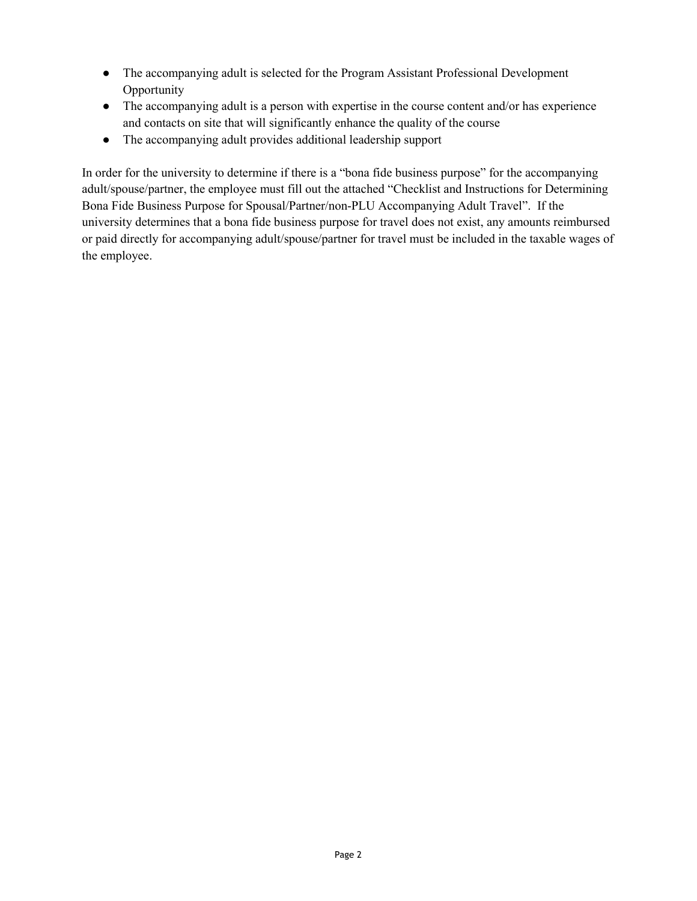- The accompanying adult is selected for the Program Assistant Professional Development Opportunity
- The accompanying adult is a person with expertise in the course content and/or has experience and contacts on site that will significantly enhance the quality of the course
- The accompanying adult provides additional leadership support

In order for the university to determine if there is a "bona fide business purpose" for the accompanying adult/spouse/partner, the employee must fill out the attached "Checklist and Instructions for Determining Bona Fide Business Purpose for Spousal/Partner/non-PLU Accompanying Adult Travel". If the university determines that a bona fide business purpose for travel does not exist, any amounts reimbursed or paid directly for accompanying adult/spouse/partner for travel must be included in the taxable wages of the employee.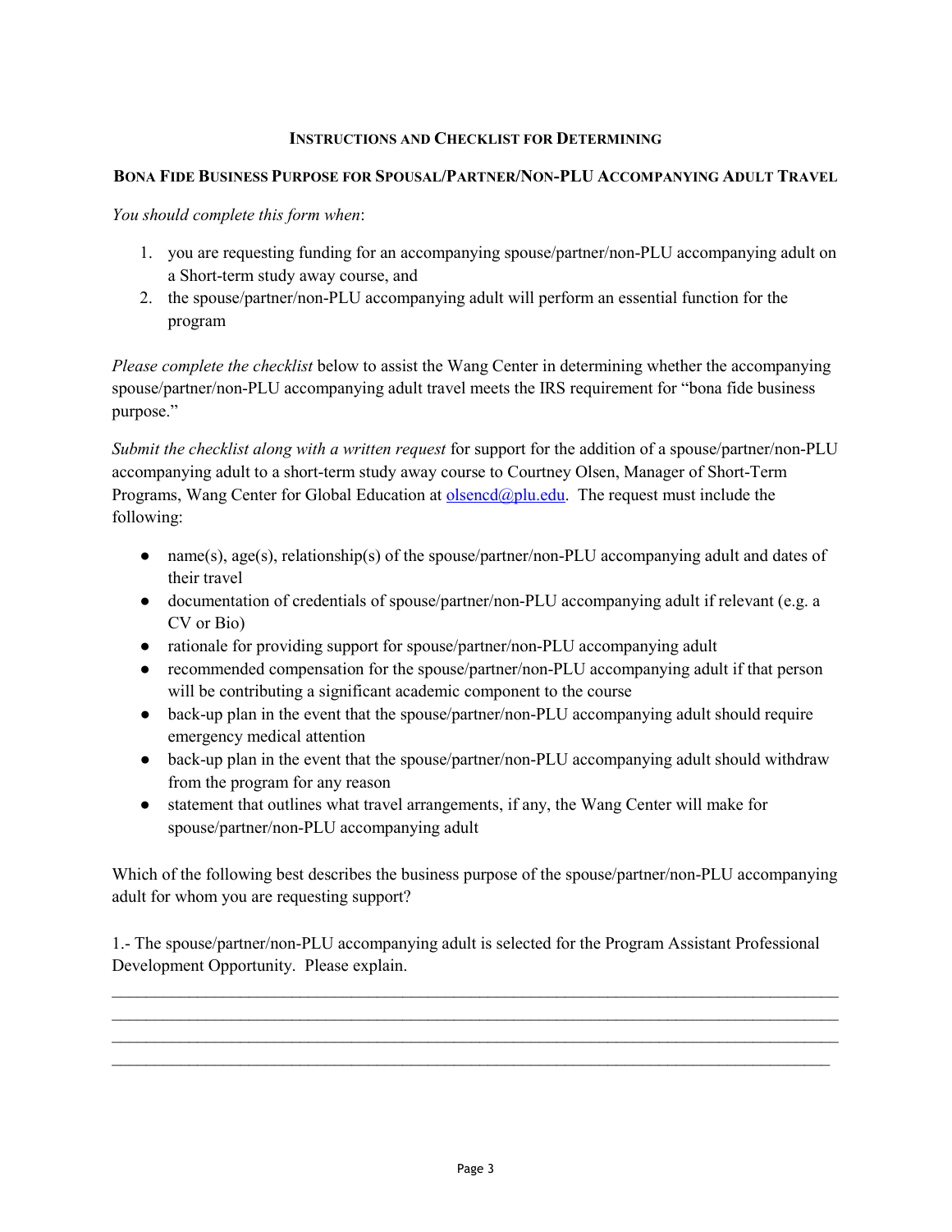**INSTRUCTIONS AND CHECKLIST FOR DETERMINING**

**BONA FIDE BUSINESS PURPOSE FOR SPOUSAL/PARTNER/NON-PLU ACCOMPANYING ADULT TRAVEL**

*You should complete this form when*:

1. you are requesting funding for an accompanying spouse/partner/non-PLU accompanying adult on a Short-term study away course, and
2. the spouse/partner/non-PLU accompanying adult will perform an essential function for the program

*Please complete the checklist* below to assist the Wang Center in determining whether the accompanying spouse/partner/non-PLU accompanying adult travel meets the IRS requirement for "bona fide business purpose."

*Submit the checklist along with a written request* for support for the addition of a spouse/partner/non-PLU accompanying adult to a short-term study away course to Courtney Olsen, Manager of Short-Term Programs, Wang Center for Global Education at olsencd@plu.edu. The request must include the following:

- name(s), age(s), relationship(s) of the spouse/partner/non-PLU accompanying adult and dates of their travel
- documentation of credentials of spouse/partner/non-PLU accompanying adult if relevant (e.g. a CV or Bio)
- rationale for providing support for spouse/partner/non-PLU accompanying adult
- recommended compensation for the spouse/partner/non-PLU accompanying adult if that person will be contributing a significant academic component to the course
- back-up plan in the event that the spouse/partner/non-PLU accompanying adult should require emergency medical attention
- back-up plan in the event that the spouse/partner/non-PLU accompanying adult should withdraw from the program for any reason
- statement that outlines what travel arrangements, if any, the Wang Center will make for spouse/partner/non-PLU accompanying adult

Which of the following best describes the business purpose of the spouse/partner/non-PLU accompanying adult for whom you are requesting support?

1.- The spouse/partner/non-PLU accompanying adult is selected for the Program Assistant Professional Development Opportunity. Please explain.

\_\_\_\_\_\_\_\_\_\_\_\_\_\_\_\_\_\_\_\_\_\_\_\_\_\_\_\_\_\_\_\_\_\_\_\_\_\_\_\_\_\_\_\_\_\_\_\_\_\_\_\_\_\_\_\_\_\_\_\_\_\_\_\_\_\_\_\_\_\_\_\_\_\_\_\_\_\_
\_\_\_\_\_\_\_\_\_\_\_\_\_\_\_\_\_\_\_\_\_\_\_\_\_\_\_\_\_\_\_\_\_\_\_\_\_\_\_\_\_\_\_\_\_\_\_\_\_\_\_\_\_\_\_\_\_\_\_\_\_\_\_\_\_\_\_\_\_\_\_\_\_\_\_\_\_\_
\_\_\_\_\_\_\_\_\_\_\_\_\_\_\_\_\_\_\_\_\_\_\_\_\_\_\_\_\_\_\_\_\_\_\_\_\_\_\_\_\_\_\_\_\_\_\_\_\_\_\_\_\_\_\_\_\_\_\_\_\_\_\_\_\_\_\_\_\_\_\_\_\_\_\_\_\_\_
\_\_\_\_\_\_\_\_\_\_\_\_\_\_\_\_\_\_\_\_\_\_\_\_\_\_\_\_\_\_\_\_\_\_\_\_\_\_\_\_\_\_\_\_\_\_\_\_\_\_\_\_\_\_\_\_\_\_\_\_\_\_\_\_\_\_\_\_\_\_\_\_\_\_\_\_\_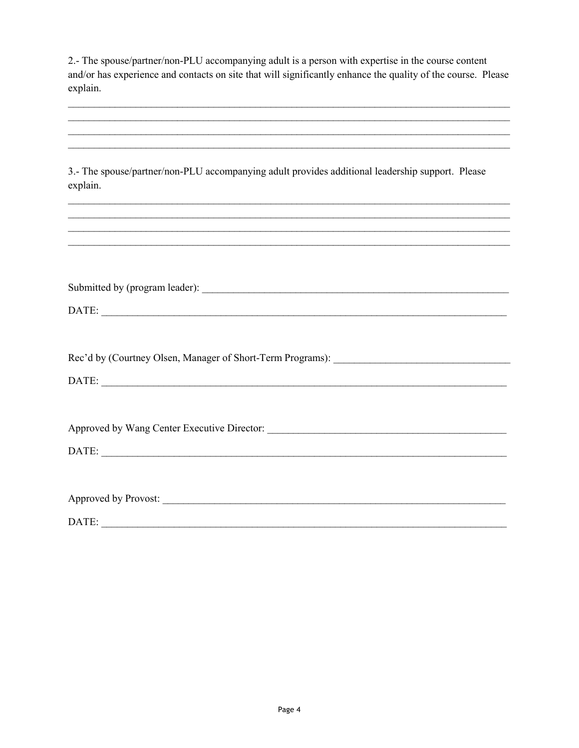2.- The spouse/partner/non-PLU accompanying adult is a person with expertise in the course content and/or has experience and contacts on site that will significantly enhance the quality of the course. Please explain.

\_\_\_\_\_\_\_\_\_\_\_\_\_\_\_\_\_\_\_\_\_\_\_\_\_\_\_\_\_\_\_\_\_\_\_\_\_\_\_\_\_\_\_\_\_\_\_\_\_\_\_\_\_\_\_\_\_\_\_\_\_\_\_\_\_\_\_\_\_\_\_\_\_\_\_\_\_\_

\_\_\_\_\_\_\_\_\_\_\_\_\_\_\_\_\_\_\_\_\_\_\_\_\_\_\_\_\_\_\_\_\_\_\_\_\_\_\_\_\_\_\_\_\_\_\_\_\_\_\_\_\_\_\_\_\_\_\_\_\_\_\_\_\_\_\_\_\_\_\_\_\_\_\_\_\_\_

\_\_\_\_\_\_\_\_\_\_\_\_\_\_\_\_\_\_\_\_\_\_\_\_\_\_\_\_\_\_\_\_\_\_\_\_\_\_\_\_\_\_\_\_\_\_\_\_\_\_\_\_\_\_\_\_\_\_\_\_\_\_\_\_\_\_\_\_\_\_\_\_\_\_\_\_\_\_

\_\_\_\_\_\_\_\_\_\_\_\_\_\_\_\_\_\_\_\_\_\_\_\_\_\_\_\_\_\_\_\_\_\_\_\_\_\_\_\_\_\_\_\_\_\_\_\_\_\_\_\_\_\_\_\_\_\_\_\_\_\_\_\_\_\_\_\_\_\_\_\_\_\_\_\_\_\_

3.- The spouse/partner/non-PLU accompanying adult provides additional leadership support. Please explain.

\_\_\_\_\_\_\_\_\_\_\_\_\_\_\_\_\_\_\_\_\_\_\_\_\_\_\_\_\_\_\_\_\_\_\_\_\_\_\_\_\_\_\_\_\_\_\_\_\_\_\_\_\_\_\_\_\_\_\_\_\_\_\_\_\_\_\_\_\_\_\_\_\_\_\_\_\_\_

\_\_\_\_\_\_\_\_\_\_\_\_\_\_\_\_\_\_\_\_\_\_\_\_\_\_\_\_\_\_\_\_\_\_\_\_\_\_\_\_\_\_\_\_\_\_\_\_\_\_\_\_\_\_\_\_\_\_\_\_\_\_\_\_\_\_\_\_\_\_\_\_\_\_\_\_\_\_

\_\_\_\_\_\_\_\_\_\_\_\_\_\_\_\_\_\_\_\_\_\_\_\_\_\_\_\_\_\_\_\_\_\_\_\_\_\_\_\_\_\_\_\_\_\_\_\_\_\_\_\_\_\_\_\_\_\_\_\_\_\_\_\_\_\_\_\_\_\_\_\_\_\_\_\_\_\_

\_\_\_\_\_\_\_\_\_\_\_\_\_\_\_\_\_\_\_\_\_\_\_\_\_\_\_\_\_\_\_\_\_\_\_\_\_\_\_\_\_\_\_\_\_\_\_\_\_\_\_\_\_\_\_\_\_\_\_\_\_\_\_\_\_\_\_\_\_\_\_\_\_\_\_\_\_\_

Submitted by (program leader): \_\_\_\_\_\_\_\_\_\_\_\_\_\_\_\_\_\_\_\_\_\_\_\_\_\_\_\_\_\_\_\_\_\_\_\_\_\_\_\_\_\_\_\_

DATE: \_\_\_\_\_\_\_\_\_\_\_\_\_\_\_\_\_\_\_\_\_\_\_\_\_\_\_\_\_\_\_\_\_\_\_\_\_\_\_\_\_\_\_\_\_\_\_\_\_\_\_\_\_\_\_\_\_\_

Rec'd by (Courtney Olsen, Manager of Short-Term Programs): \_\_\_\_\_\_\_\_\_\_\_\_\_\_\_\_\_\_\_\_\_\_\_\_

DATE: \_\_\_\_\_\_\_\_\_\_\_\_\_\_\_\_\_\_\_\_\_\_\_\_\_\_\_\_\_\_\_\_\_\_\_\_\_\_\_\_\_\_\_\_\_\_\_\_\_\_\_\_\_\_\_\_\_\_

Approved by Wang Center Executive Director: \_\_\_\_\_\_\_\_\_\_\_\_\_\_\_\_\_\_\_\_\_\_\_\_\_\_\_\_\_\_\_\_\_\_

DATE: \_\_\_\_\_\_\_\_\_\_\_\_\_\_\_\_\_\_\_\_\_\_\_\_\_\_\_\_\_\_\_\_\_\_\_\_\_\_\_\_\_\_\_\_\_\_\_\_\_\_\_\_\_\_\_\_\_\_

Approved by Provost: \_\_\_\_\_\_\_\_\_\_\_\_\_\_\_\_\_\_\_\_\_\_\_\_\_\_\_\_\_\_\_\_\_\_\_\_\_\_\_\_\_\_\_\_\_\_\_\_\_\_

DATE: \_\_\_\_\_\_\_\_\_\_\_\_\_\_\_\_\_\_\_\_\_\_\_\_\_\_\_\_\_\_\_\_\_\_\_\_\_\_\_\_\_\_\_\_\_\_\_\_\_\_\_\_\_\_\_\_\_\_